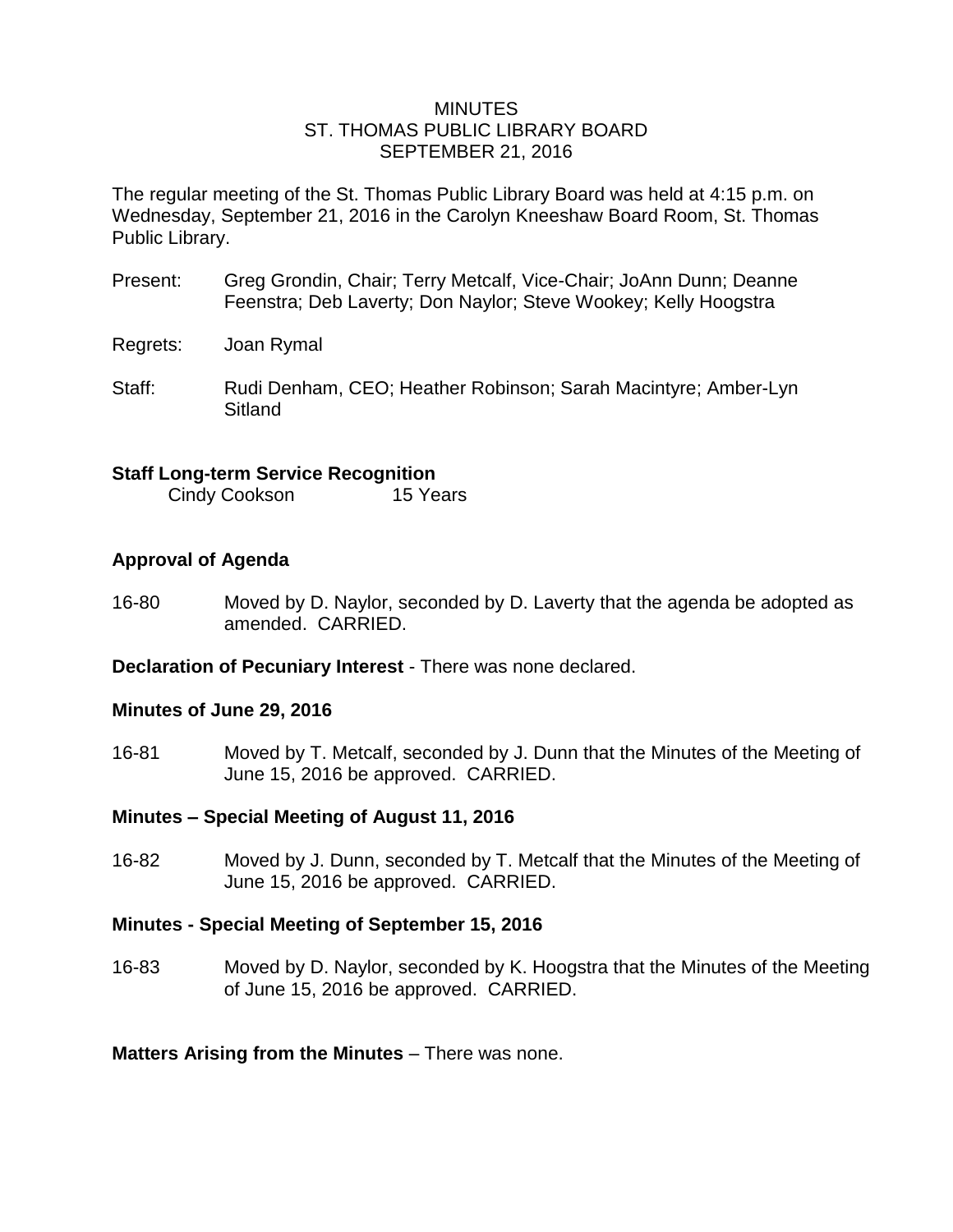# MINUTES
## ST. THOMAS PUBLIC LIBRARY BOARD
## SEPTEMBER 21, 2016

The regular meeting of the St. Thomas Public Library Board was held at 4:15 p.m. on Wednesday, September 21, 2016 in the Carolyn Kneeshaw Board Room, St. Thomas Public Library.

Present: Greg Grondin, Chair; Terry Metcalf, Vice-Chair; JoAnn Dunn; Deanne Feenstra; Deb Laverty; Don Naylor; Steve Wookey; Kelly Hoogstra

Regrets: Joan Rymal

Staff: Rudi Denham, CEO; Heather Robinson; Sarah Macintyre; Amber-Lyn Sitland

**Staff Long-term Service Recognition**

Cindy Cookson 15 Years

**Approval of Agenda**

16-80 Moved by D. Naylor, seconded by D. Laverty that the agenda be adopted as amended. CARRIED.

**Declaration of Pecuniary Interest** - There was none declared.

**Minutes of June 29, 2016**

16-81 Moved by T. Metcalf, seconded by J. Dunn that the Minutes of the Meeting of June 15, 2016 be approved. CARRIED.

**Minutes – Special Meeting of August 11, 2016**

16-82 Moved by J. Dunn, seconded by T. Metcalf that the Minutes of the Meeting of June 15, 2016 be approved. CARRIED.

**Minutes - Special Meeting of September 15, 2016**

16-83 Moved by D. Naylor, seconded by K. Hoogstra that the Minutes of the Meeting of June 15, 2016 be approved. CARRIED.

**Matters Arising from the Minutes** – There was none.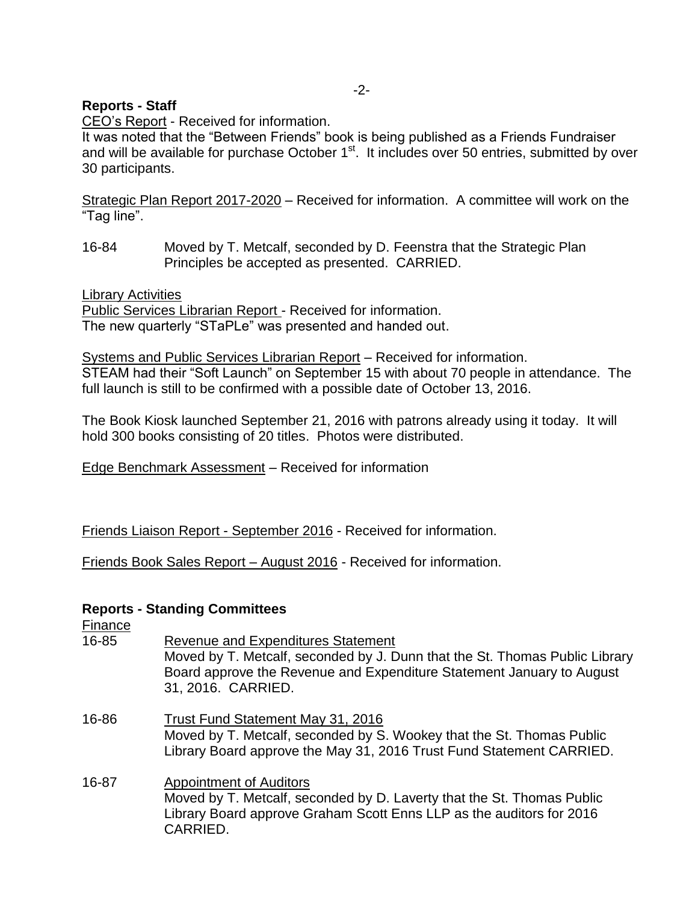**Reports - Staff**

CEO's Report - Received for information.
It was noted that the "Between Friends" book is being published as a Friends Fundraiser and will be available for purchase October 1st. It includes over 50 entries, submitted by over 30 participants.

Strategic Plan Report 2017-2020 – Received for information. A committee will work on the "Tag line".

16-84 Moved by T. Metcalf, seconded by D. Feenstra that the Strategic Plan Principles be accepted as presented. CARRIED.

Library Activities
Public Services Librarian Report - Received for information.
The new quarterly "STaPLe" was presented and handed out.

Systems and Public Services Librarian Report – Received for information.
STEAM had their "Soft Launch" on September 15 with about 70 people in attendance. The full launch is still to be confirmed with a possible date of October 13, 2016.

The Book Kiosk launched September 21, 2016 with patrons already using it today. It will hold 300 books consisting of 20 titles. Photos were distributed.

Edge Benchmark Assessment – Received for information

Friends Liaison Report - September 2016 - Received for information.

Friends Book Sales Report – August 2016 - Received for information.

**Reports - Standing Committees**

Finance

16-85 Revenue and Expenditures Statement
Moved by T. Metcalf, seconded by J. Dunn that the St. Thomas Public Library Board approve the Revenue and Expenditure Statement January to August 31, 2016. CARRIED.

16-86 Trust Fund Statement May 31, 2016
Moved by T. Metcalf, seconded by S. Wookey that the St. Thomas Public Library Board approve the May 31, 2016 Trust Fund Statement CARRIED.

16-87 Appointment of Auditors
Moved by T. Metcalf, seconded by D. Laverty that the St. Thomas Public Library Board approve Graham Scott Enns LLP as the auditors for 2016 CARRIED.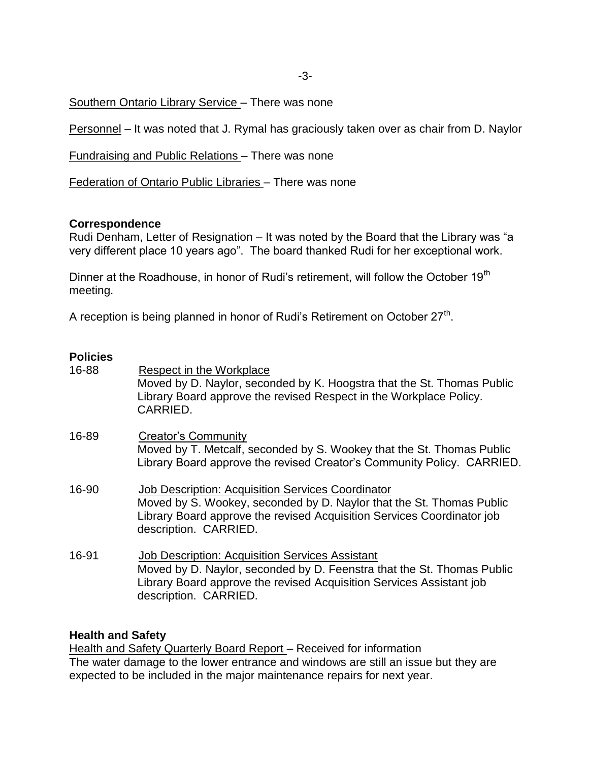Southern Ontario Library Service – There was none

Personnel – It was noted that J. Rymal has graciously taken over as chair from D. Naylor

Fundraising and Public Relations – There was none

Federation of Ontario Public Libraries – There was none

**Correspondence**

Rudi Denham, Letter of Resignation – It was noted by the Board that the Library was "a very different place 10 years ago". The board thanked Rudi for her exceptional work.

Dinner at the Roadhouse, in honor of Rudi's retirement, will follow the October 19th meeting.

A reception is being planned in honor of Rudi's Retirement on October 27th.

**Policies**

16-88 Respect in the Workplace
Moved by D. Naylor, seconded by K. Hoogstra that the St. Thomas Public Library Board approve the revised Respect in the Workplace Policy. CARRIED.

16-89 Creator's Community
Moved by T. Metcalf, seconded by S. Wookey that the St. Thomas Public Library Board approve the revised Creator's Community Policy. CARRIED.

16-90 Job Description: Acquisition Services Coordinator
Moved by S. Wookey, seconded by D. Naylor that the St. Thomas Public Library Board approve the revised Acquisition Services Coordinator job description. CARRIED.

16-91 Job Description: Acquisition Services Assistant
Moved by D. Naylor, seconded by D. Feenstra that the St. Thomas Public Library Board approve the revised Acquisition Services Assistant job description. CARRIED.

**Health and Safety**

Health and Safety Quarterly Board Report – Received for information
The water damage to the lower entrance and windows are still an issue but they are expected to be included in the major maintenance repairs for next year.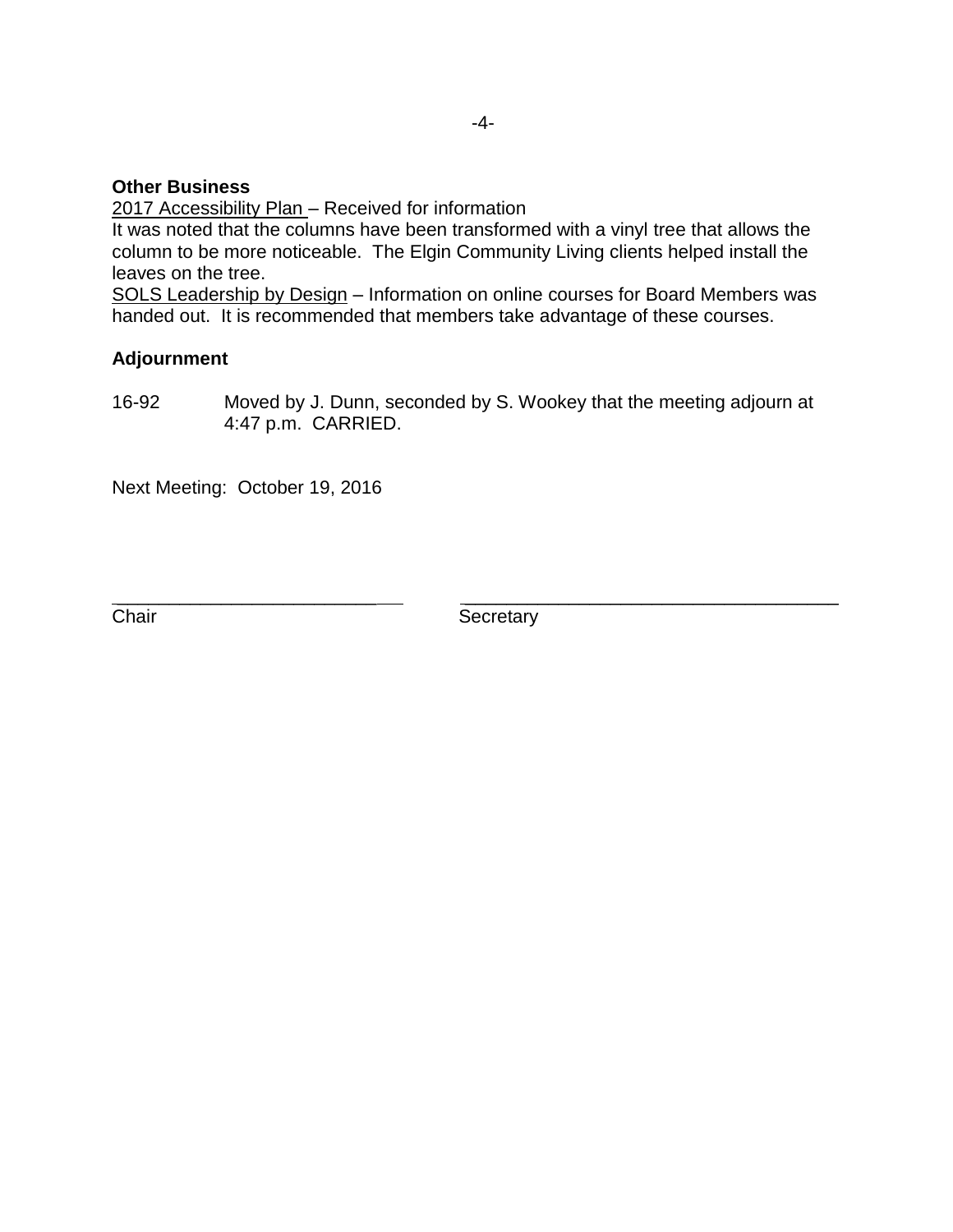**Other Business**

2017 Accessibility Plan – Received for information
It was noted that the columns have been transformed with a vinyl tree that allows the column to be more noticeable. The Elgin Community Living clients helped install the leaves on the tree.

SOLS Leadership by Design – Information on online courses for Board Members was handed out. It is recommended that members take advantage of these courses.

**Adjournment**

16-92 Moved by J. Dunn, seconded by S. Wookey that the meeting adjourn at 4:47 p.m. CARRIED.

Next Meeting: October 19, 2016

\_\_\_\_\_\_\_\_\_\_\_\_\_\_\_\_\_\_\_\_\_\_\_\_\_\_\_\_ \_\_\_\_\_\_\_\_\_\_\_\_\_\_\_\_\_\_\_\_\_\_\_\_\_\_\_\_\_\_\_\_\_\_\_\_\_\_\_\_

Chair Secretary